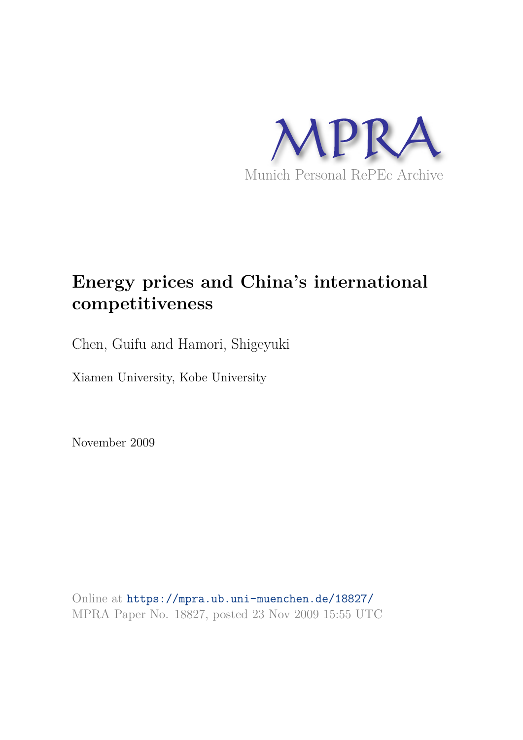MPRA

Munich Personal RePEc Archive

# Energy prices and China's international competitiveness

Chen, Guifu and Hamori, Shigeyuki

Xiamen University, Kobe University

November 2009

Online at https://mpra.ub.uni-muenchen.de/18827/
MPRA Paper No. 18827, posted 23 Nov 2009 15:55 UTC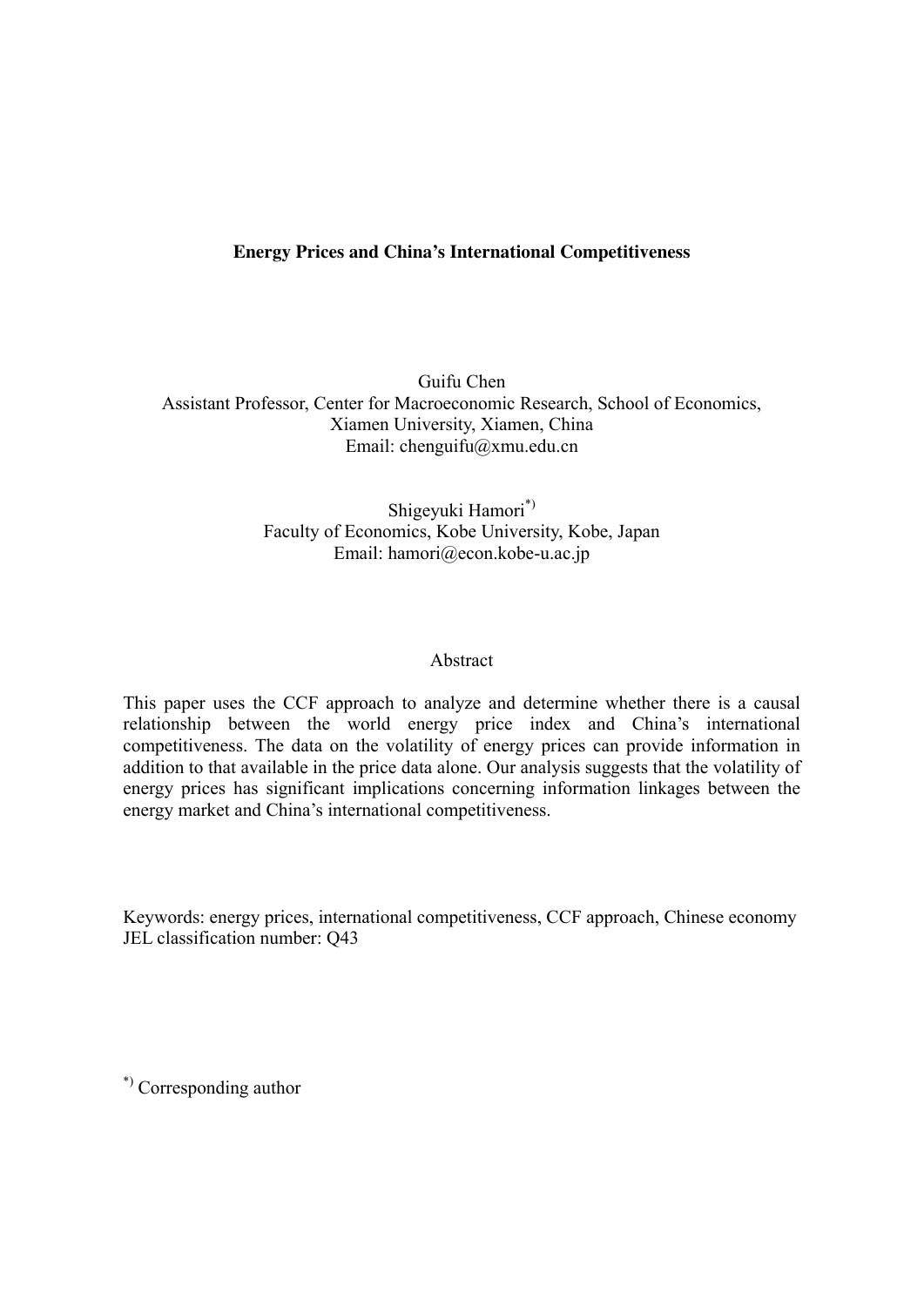**Energy Prices and China's International Competitiveness**

Guifu Chen
Assistant Professor, Center for Macroeconomic Research, School of Economics, Xiamen University, Xiamen, China
Email: chenguifu@xmu.edu.cn

Shigeyuki Hamori[*)]
Faculty of Economics, Kobe University, Kobe, Japan
Email: hamori@econ.kobe-u.ac.jp

Abstract

This paper uses the CCF approach to analyze and determine whether there is a causal relationship between the world energy price index and China's international competitiveness. The data on the volatility of energy prices can provide information in addition to that available in the price data alone. Our analysis suggests that the volatility of energy prices has significant implications concerning information linkages between the energy market and China's international competitiveness.

Keywords: energy prices, international competitiveness, CCF approach, Chinese economy
JEL classification number: Q43

[*)] Corresponding author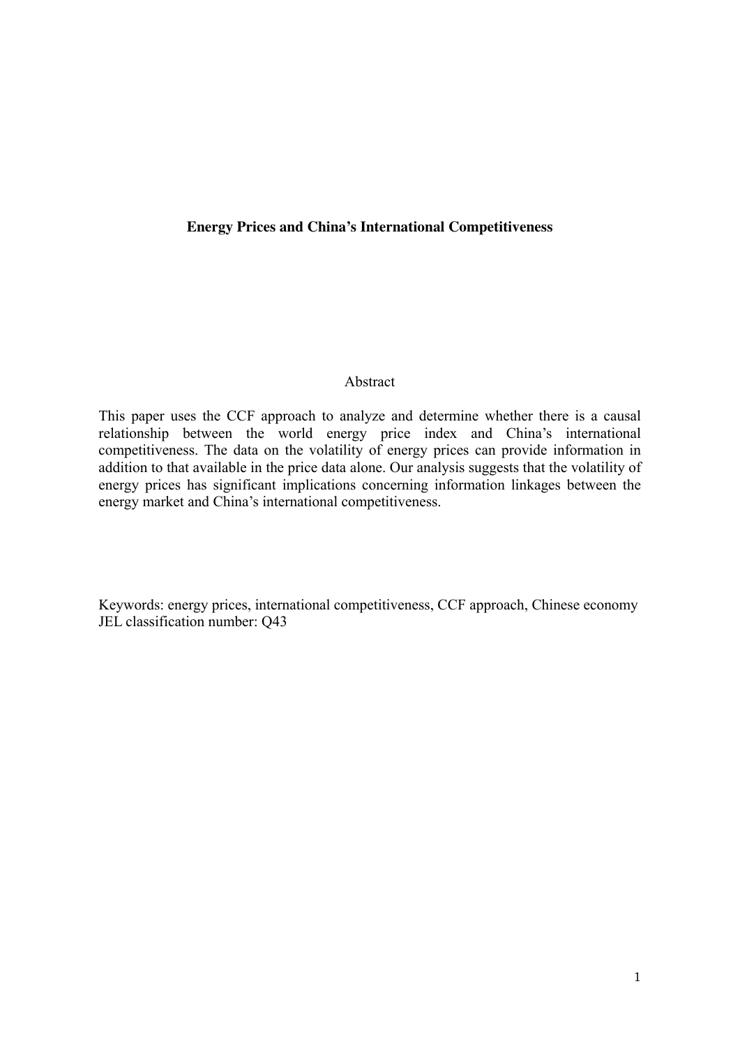**Energy Prices and China's International Competitiveness**

Abstract

This paper uses the CCF approach to analyze and determine whether there is a causal relationship between the world energy price index and China's international competitiveness. The data on the volatility of energy prices can provide information in addition to that available in the price data alone. Our analysis suggests that the volatility of energy prices has significant implications concerning information linkages between the energy market and China's international competitiveness.

Keywords: energy prices, international competitiveness, CCF approach, Chinese economy
JEL classification number: Q43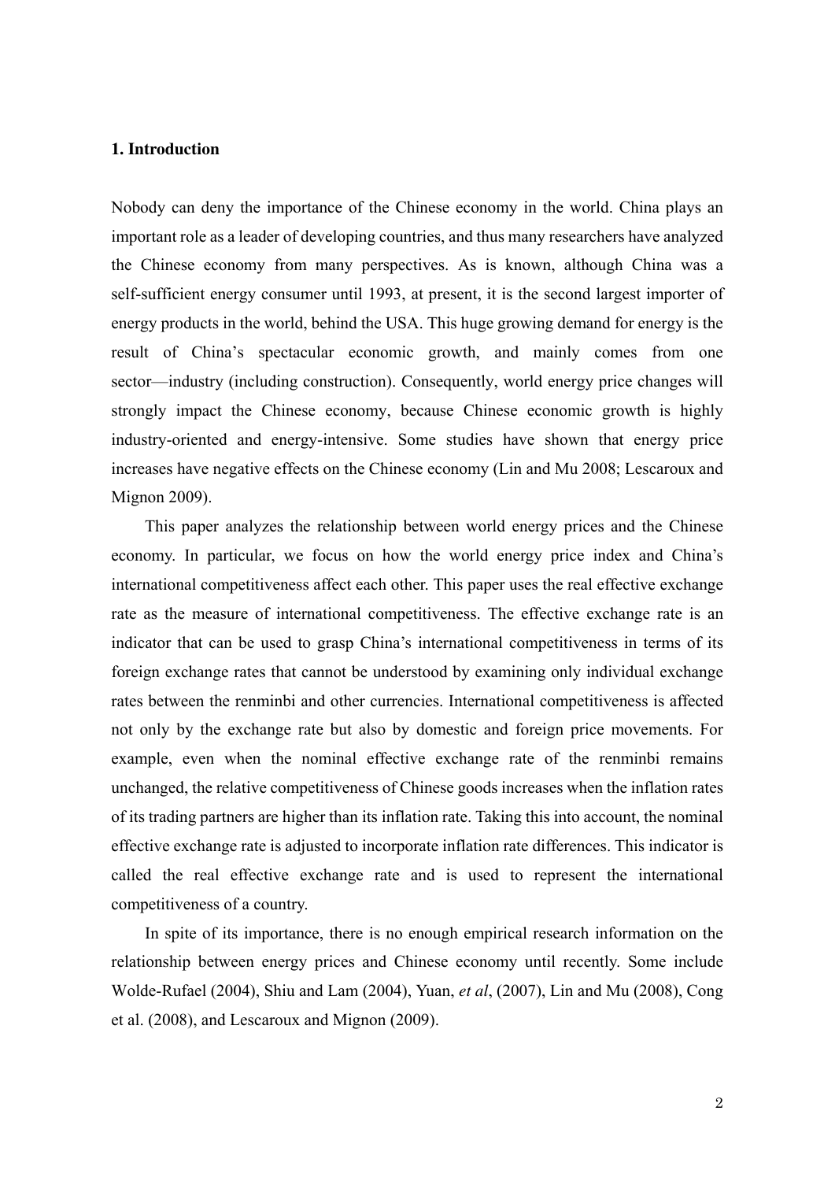## 1. Introduction

Nobody can deny the importance of the Chinese economy in the world. China plays an important role as a leader of developing countries, and thus many researchers have analyzed the Chinese economy from many perspectives. As is known, although China was a self-sufficient energy consumer until 1993, at present, it is the second largest importer of energy products in the world, behind the USA. This huge growing demand for energy is the result of China's spectacular economic growth, and mainly comes from one sector—industry (including construction). Consequently, world energy price changes will strongly impact the Chinese economy, because Chinese economic growth is highly industry-oriented and energy-intensive. Some studies have shown that energy price increases have negative effects on the Chinese economy (Lin and Mu 2008; Lescaroux and Mignon 2009).

This paper analyzes the relationship between world energy prices and the Chinese economy. In particular, we focus on how the world energy price index and China's international competitiveness affect each other. This paper uses the real effective exchange rate as the measure of international competitiveness. The effective exchange rate is an indicator that can be used to grasp China's international competitiveness in terms of its foreign exchange rates that cannot be understood by examining only individual exchange rates between the renminbi and other currencies. International competitiveness is affected not only by the exchange rate but also by domestic and foreign price movements. For example, even when the nominal effective exchange rate of the renminbi remains unchanged, the relative competitiveness of Chinese goods increases when the inflation rates of its trading partners are higher than its inflation rate. Taking this into account, the nominal effective exchange rate is adjusted to incorporate inflation rate differences. This indicator is called the real effective exchange rate and is used to represent the international competitiveness of a country.

In spite of its importance, there is no enough empirical research information on the relationship between energy prices and Chinese economy until recently. Some include Wolde-Rufael (2004), Shiu and Lam (2004), Yuan, *et al*, (2007), Lin and Mu (2008), Cong et al. (2008), and Lescaroux and Mignon (2009).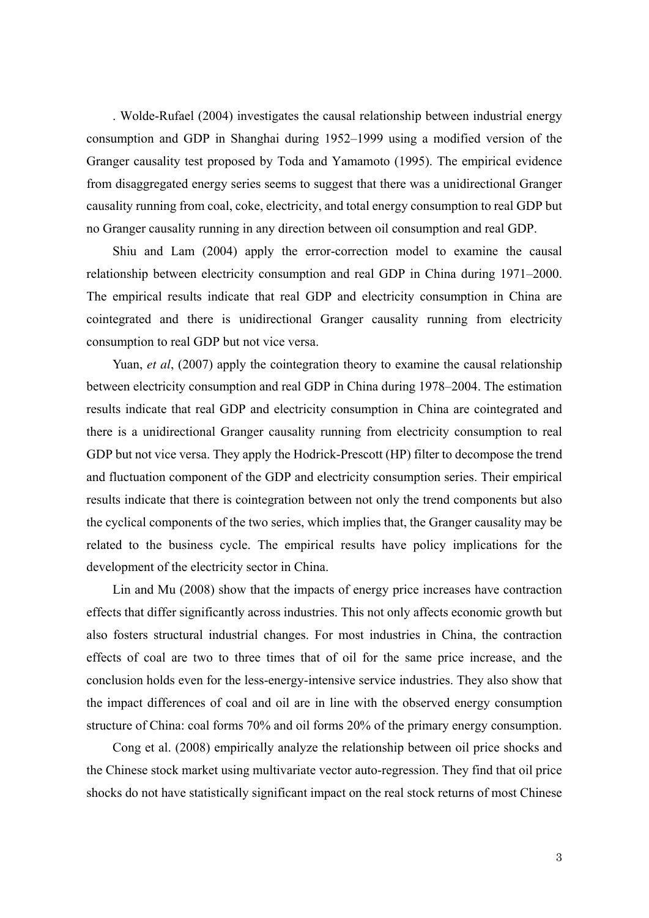. Wolde-Rufael (2004) investigates the causal relationship between industrial energy consumption and GDP in Shanghai during 1952–1999 using a modified version of the Granger causality test proposed by Toda and Yamamoto (1995). The empirical evidence from disaggregated energy series seems to suggest that there was a unidirectional Granger causality running from coal, coke, electricity, and total energy consumption to real GDP but no Granger causality running in any direction between oil consumption and real GDP.

Shiu and Lam (2004) apply the error-correction model to examine the causal relationship between electricity consumption and real GDP in China during 1971–2000. The empirical results indicate that real GDP and electricity consumption in China are cointegrated and there is unidirectional Granger causality running from electricity consumption to real GDP but not vice versa.

Yuan, *et al*, (2007) apply the cointegration theory to examine the causal relationship between electricity consumption and real GDP in China during 1978–2004. The estimation results indicate that real GDP and electricity consumption in China are cointegrated and there is a unidirectional Granger causality running from electricity consumption to real GDP but not vice versa. They apply the Hodrick-Prescott (HP) filter to decompose the trend and fluctuation component of the GDP and electricity consumption series. Their empirical results indicate that there is cointegration between not only the trend components but also the cyclical components of the two series, which implies that, the Granger causality may be related to the business cycle. The empirical results have policy implications for the development of the electricity sector in China.

Lin and Mu (2008) show that the impacts of energy price increases have contraction effects that differ significantly across industries. This not only affects economic growth but also fosters structural industrial changes. For most industries in China, the contraction effects of coal are two to three times that of oil for the same price increase, and the conclusion holds even for the less-energy-intensive service industries. They also show that the impact differences of coal and oil are in line with the observed energy consumption structure of China: coal forms 70% and oil forms 20% of the primary energy consumption.

Cong et al. (2008) empirically analyze the relationship between oil price shocks and the Chinese stock market using multivariate vector auto-regression. They find that oil price shocks do not have statistically significant impact on the real stock returns of most Chinese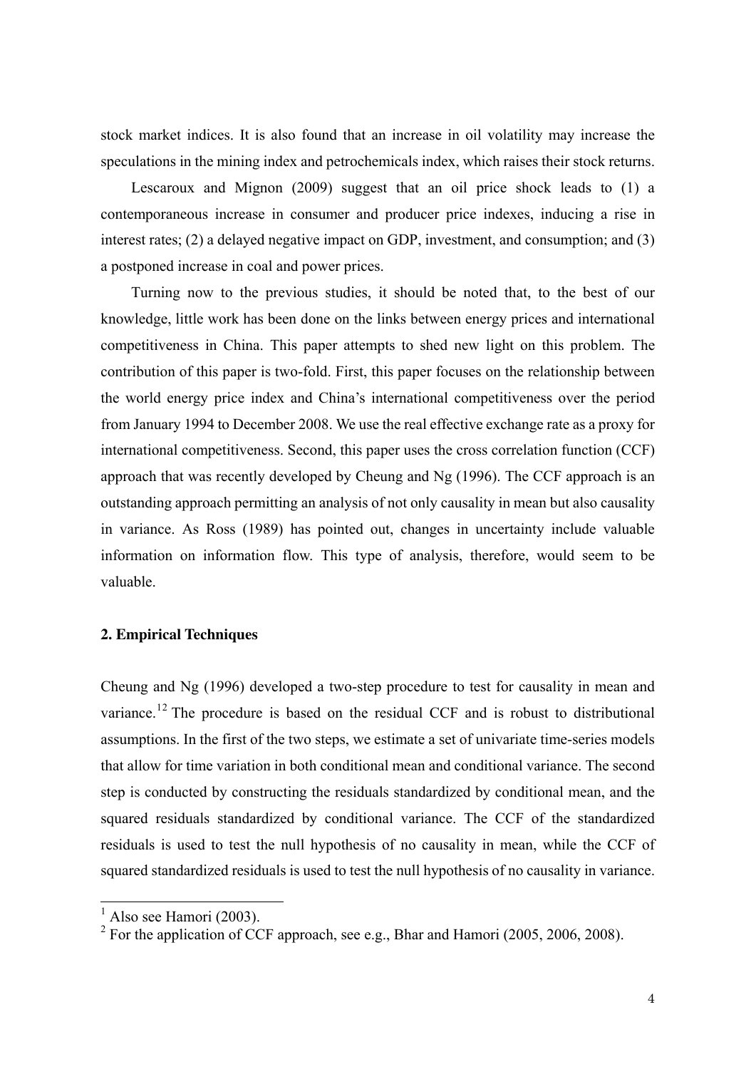stock market indices. It is also found that an increase in oil volatility may increase the speculations in the mining index and petrochemicals index, which raises their stock returns.

Lescaroux and Mignon (2009) suggest that an oil price shock leads to (1) a contemporaneous increase in consumer and producer price indexes, inducing a rise in interest rates; (2) a delayed negative impact on GDP, investment, and consumption; and (3) a postponed increase in coal and power prices.

Turning now to the previous studies, it should be noted that, to the best of our knowledge, little work has been done on the links between energy prices and international competitiveness in China. This paper attempts to shed new light on this problem. The contribution of this paper is two-fold. First, this paper focuses on the relationship between the world energy price index and China's international competitiveness over the period from January 1994 to December 2008. We use the real effective exchange rate as a proxy for international competitiveness. Second, this paper uses the cross correlation function (CCF) approach that was recently developed by Cheung and Ng (1996). The CCF approach is an outstanding approach permitting an analysis of not only causality in mean but also causality in variance. As Ross (1989) has pointed out, changes in uncertainty include valuable information on information flow. This type of analysis, therefore, would seem to be valuable.

## 2. Empirical Techniques

Cheung and Ng (1996) developed a two-step procedure to test for causality in mean and variance.[1][2] The procedure is based on the residual CCF and is robust to distributional assumptions. In the first of the two steps, we estimate a set of univariate time-series models that allow for time variation in both conditional mean and conditional variance. The second step is conducted by constructing the residuals standardized by conditional mean, and the squared residuals standardized by conditional variance. The CCF of the standardized residuals is used to test the null hypothesis of no causality in mean, while the CCF of squared standardized residuals is used to test the null hypothesis of no causality in variance.

[1] Also see Hamori (2003).

[2] For the application of CCF approach, see e.g., Bhar and Hamori (2005, 2006, 2008).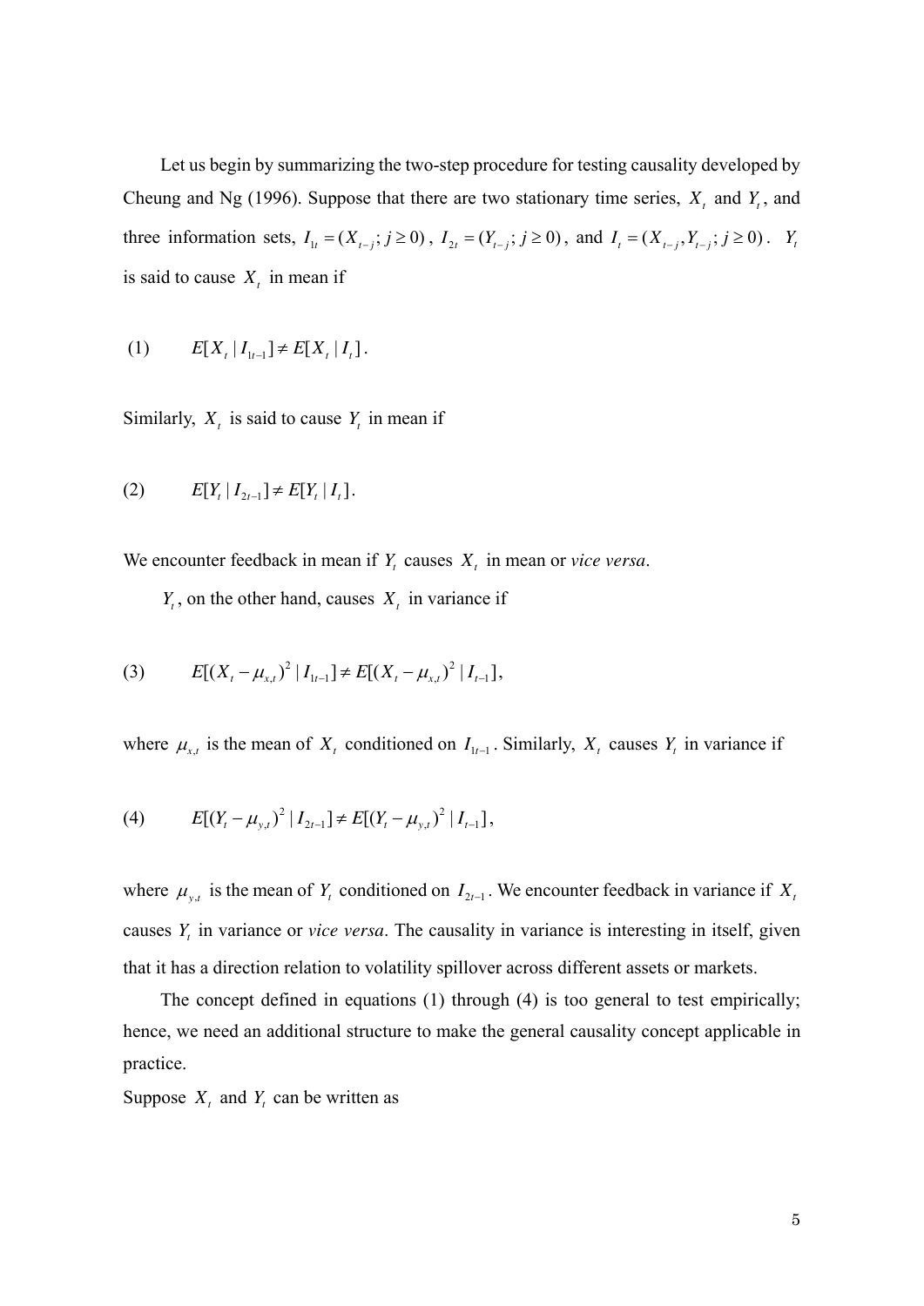Let us begin by summarizing the two-step procedure for testing causality developed by Cheung and Ng (1996). Suppose that there are two stationary time series, $X_t$ and $Y_t$, and three information sets, $I_{1t} = (X_{t-j}; j \geq 0)$, $I_{2t} = (Y_{t-j}; j \geq 0)$, and $I_t = (X_{t-j}, Y_{t-j}; j \geq 0)$. $Y_t$ is said to cause $X_t$ in mean if

$$(1) \qquad E[X_t \mid I_{1t-1}] \neq E[X_t \mid I_t].$$

Similarly, $X_t$ is said to cause $Y_t$ in mean if

$$(2) \qquad E[Y_t \mid I_{2t-1}] \neq E[Y_t \mid I_t].$$

We encounter feedback in mean if $Y_t$ causes $X_t$ in mean or *vice versa*.

$Y_t$, on the other hand, causes $X_t$ in variance if

$$(3) \qquad E[(X_t - \mu_{x,t})^2 \mid I_{1t-1}] \neq E[(X_t - \mu_{x,t})^2 \mid I_{t-1}],$$

where $\mu_{x,t}$ is the mean of $X_t$ conditioned on $I_{1t-1}$. Similarly, $X_t$ causes $Y_t$ in variance if

$$(4) \qquad E[(Y_t - \mu_{y,t})^2 \mid I_{2t-1}] \neq E[(Y_t - \mu_{y,t})^2 \mid I_{t-1}],$$

where $\mu_{y,t}$ is the mean of $Y_t$ conditioned on $I_{2t-1}$. We encounter feedback in variance if $X_t$ causes $Y_t$ in variance or *vice versa*. The causality in variance is interesting in itself, given that it has a direction relation to volatility spillover across different assets or markets.

The concept defined in equations (1) through (4) is too general to test empirically; hence, we need an additional structure to make the general causality concept applicable in practice.

Suppose $X_t$ and $Y_t$ can be written as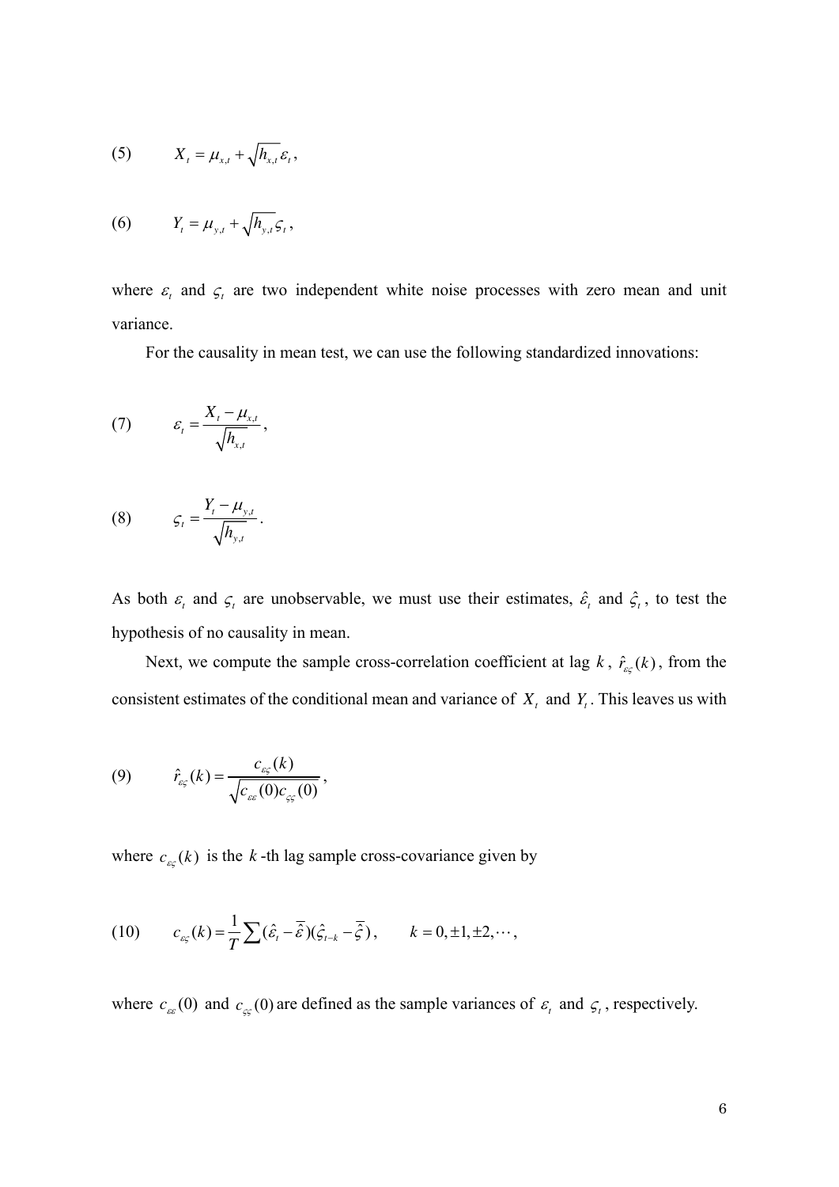$$(5) \qquad X_t = \mu_{x,t} + \sqrt{h_{x,t}}\,\varepsilon_t ,$$

$$(6) \qquad Y_t = \mu_{y,t} + \sqrt{h_{y,t}}\,\varsigma_t ,$$

where $\varepsilon_t$ and $\varsigma_t$ are two independent white noise processes with zero mean and unit variance.

For the causality in mean test, we can use the following standardized innovations:

$$(7) \qquad \varepsilon_t = \frac{X_t - \mu_{x,t}}{\sqrt{h_{x,t}}} ,$$

$$(8) \qquad \varsigma_t = \frac{Y_t - \mu_{y,t}}{\sqrt{h_{y,t}}} .$$

As both $\varepsilon_t$ and $\varsigma_t$ are unobservable, we must use their estimates, $\hat{\varepsilon}_t$ and $\hat{\varsigma}_t$, to test the hypothesis of no causality in mean.

Next, we compute the sample cross-correlation coefficient at lag $k$, $\hat{r}_{\varepsilon\varsigma}(k)$, from the consistent estimates of the conditional mean and variance of $X_t$ and $Y_t$. This leaves us with

$$(9) \qquad \hat{r}_{\varepsilon\varsigma}(k) = \frac{c_{\varepsilon\varsigma}(k)}{\sqrt{c_{\varepsilon\varepsilon}(0)c_{\varsigma\varsigma}(0)}} ,$$

where $c_{\varepsilon\varsigma}(k)$ is the $k$-th lag sample cross-covariance given by

$$(10) \qquad c_{\varepsilon\varsigma}(k) = \frac{1}{T}\sum(\hat{\varepsilon}_t - \bar{\hat{\varepsilon}})(\hat{\varsigma}_{t-k} - \bar{\hat{\varsigma}}), \qquad k = 0, \pm 1, \pm 2, \cdots ,$$

where $c_{\varepsilon\varepsilon}(0)$ and $c_{\varsigma\varsigma}(0)$ are defined as the sample variances of $\varepsilon_t$ and $\varsigma_t$, respectively.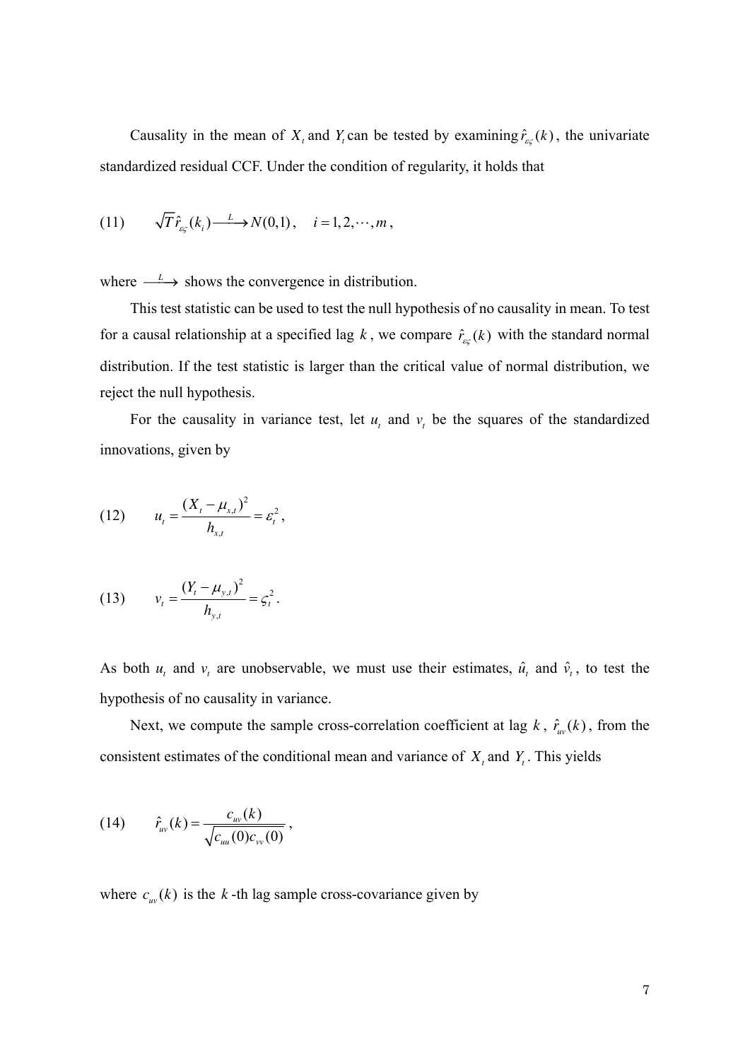Causality in the mean of $X_t$ and $Y_t$ can be tested by examining $\hat{r}_{\varepsilon\varsigma}(k)$, the univariate standardized residual CCF. Under the condition of regularity, it holds that

$$\text{(11)} \qquad \sqrt{T}\hat{r}_{\varepsilon\varsigma}(k_i) \xrightarrow{L} N(0,1), \quad i = 1, 2, \cdots, m,$$

where $\xrightarrow{L}$ shows the convergence in distribution.

This test statistic can be used to test the null hypothesis of no causality in mean. To test for a causal relationship at a specified lag $k$, we compare $\hat{r}_{\varepsilon\varsigma}(k)$ with the standard normal distribution. If the test statistic is larger than the critical value of normal distribution, we reject the null hypothesis.

For the causality in variance test, let $u_t$ and $v_t$ be the squares of the standardized innovations, given by

$$\text{(12)} \qquad u_t = \frac{(X_t - \mu_{x,t})^2}{h_{x,t}} = \varepsilon_t^2,$$

$$\text{(13)} \qquad v_t = \frac{(Y_t - \mu_{y,t})^2}{h_{y,t}} = \varsigma_t^2.$$

As both $u_t$ and $v_t$ are unobservable, we must use their estimates, $\hat{u}_t$ and $\hat{v}_t$, to test the hypothesis of no causality in variance.

Next, we compute the sample cross-correlation coefficient at lag $k$, $\hat{r}_{uv}(k)$, from the consistent estimates of the conditional mean and variance of $X_t$ and $Y_t$. This yields

$$\text{(14)} \qquad \hat{r}_{uv}(k) = \frac{c_{uv}(k)}{\sqrt{c_{uu}(0)c_{vv}(0)}},$$

where $c_{uv}(k)$ is the $k$-th lag sample cross-covariance given by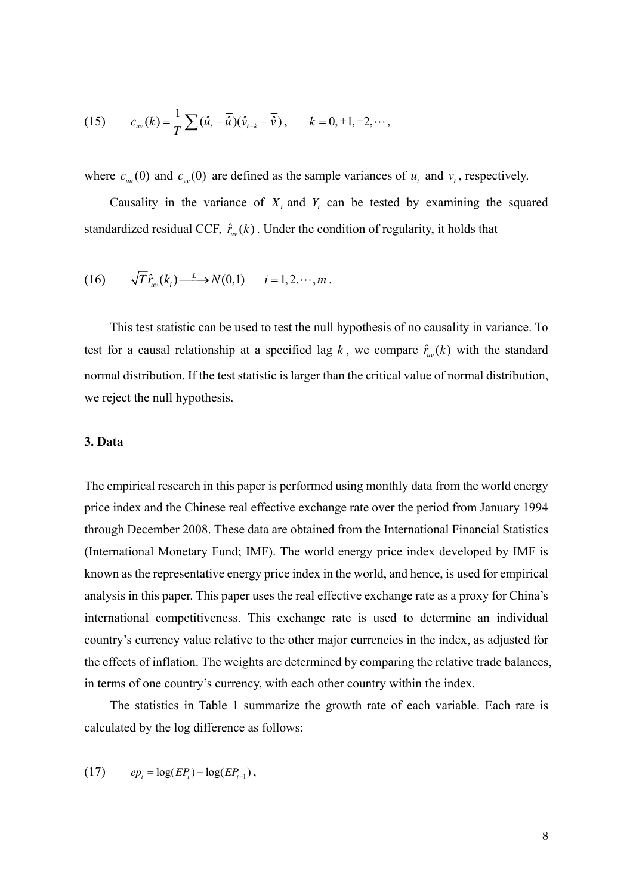$$(15) \qquad c_{uv}(k) = \frac{1}{T}\sum(\hat{u}_t - \overline{\hat{u}})(\hat{v}_{t-k} - \overline{\hat{v}}), \qquad k = 0, \pm 1, \pm 2, \cdots,$$

where $c_{uu}(0)$ and $c_{vv}(0)$ are defined as the sample variances of $u_t$ and $v_t$, respectively.

Causality in the variance of $X_t$ and $Y_t$ can be tested by examining the squared standardized residual CCF, $\hat{r}_{uv}(k)$. Under the condition of regularity, it holds that

$$(16) \qquad \sqrt{T}\hat{r}_{uv}(k_i) \xrightarrow{L} N(0,1) \qquad i = 1, 2, \cdots, m.$$

This test statistic can be used to test the null hypothesis of no causality in variance. To test for a causal relationship at a specified lag $k$, we compare $\hat{r}_{uv}(k)$ with the standard normal distribution. If the test statistic is larger than the critical value of normal distribution, we reject the null hypothesis.

### 3. Data

The empirical research in this paper is performed using monthly data from the world energy price index and the Chinese real effective exchange rate over the period from January 1994 through December 2008. These data are obtained from the International Financial Statistics (International Monetary Fund; IMF). The world energy price index developed by IMF is known as the representative energy price index in the world, and hence, is used for empirical analysis in this paper. This paper uses the real effective exchange rate as a proxy for China's international competitiveness. This exchange rate is used to determine an individual country's currency value relative to the other major currencies in the index, as adjusted for the effects of inflation. The weights are determined by comparing the relative trade balances, in terms of one country's currency, with each other country within the index.

The statistics in Table 1 summarize the growth rate of each variable. Each rate is calculated by the log difference as follows:

$$(17) \qquad ep_t = \log(EP_t) - \log(EP_{t-1}),$$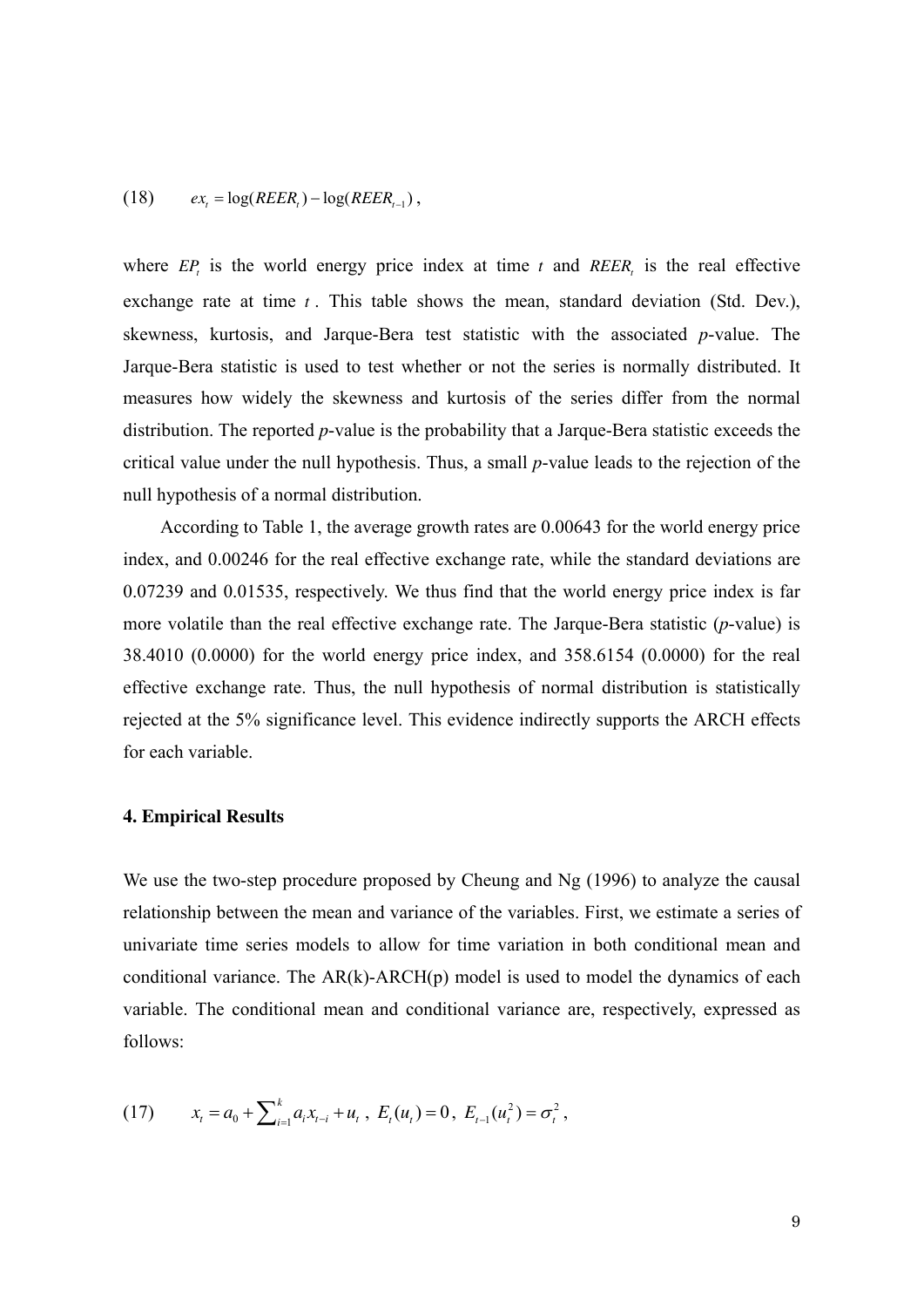$$(18) \qquad ex_t = \log(REER_t) - \log(REER_{t-1}),$$

where $EP_t$ is the world energy price index at time $t$ and $REER_t$ is the real effective exchange rate at time $t$. This table shows the mean, standard deviation (Std. Dev.), skewness, kurtosis, and Jarque-Bera test statistic with the associated *p*-value. The Jarque-Bera statistic is used to test whether or not the series is normally distributed. It measures how widely the skewness and kurtosis of the series differ from the normal distribution. The reported *p*-value is the probability that a Jarque-Bera statistic exceeds the critical value under the null hypothesis. Thus, a small *p*-value leads to the rejection of the null hypothesis of a normal distribution.

According to Table 1, the average growth rates are 0.00643 for the world energy price index, and 0.00246 for the real effective exchange rate, while the standard deviations are 0.07239 and 0.01535, respectively. We thus find that the world energy price index is far more volatile than the real effective exchange rate. The Jarque-Bera statistic (*p*-value) is 38.4010 (0.0000) for the world energy price index, and 358.6154 (0.0000) for the real effective exchange rate. Thus, the null hypothesis of normal distribution is statistically rejected at the 5% significance level. This evidence indirectly supports the ARCH effects for each variable.

## 4. Empirical Results

We use the two-step procedure proposed by Cheung and Ng (1996) to analyze the causal relationship between the mean and variance of the variables. First, we estimate a series of univariate time series models to allow for time variation in both conditional mean and conditional variance. The AR(k)-ARCH(p) model is used to model the dynamics of each variable. The conditional mean and conditional variance are, respectively, expressed as follows:

$$(17) \qquad x_t = a_0 + \sum_{i=1}^{k} a_i x_{t-i} + u_t \,, \; E_t(u_t) = 0 \,, \; E_{t-1}(u_t^2) = \sigma_t^2 \,,$$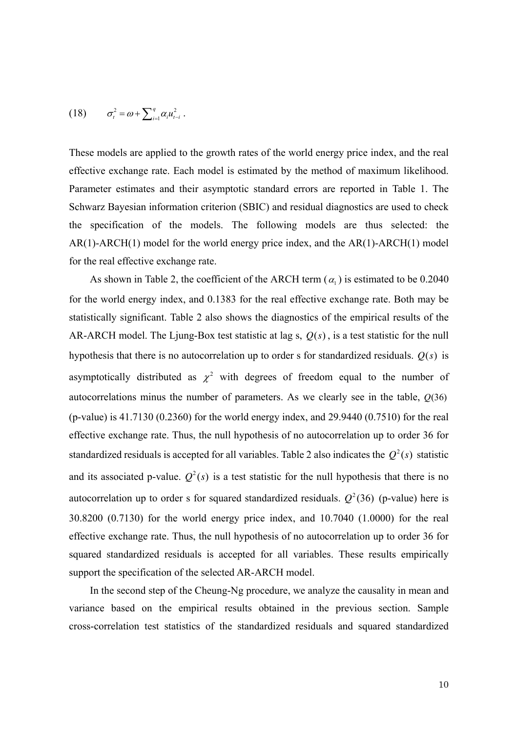$$(18) \qquad \sigma_t^2 = \omega + \sum_{i=1}^{q} \alpha_i u_{t-i}^2 \ .$$

These models are applied to the growth rates of the world energy price index, and the real effective exchange rate. Each model is estimated by the method of maximum likelihood. Parameter estimates and their asymptotic standard errors are reported in Table 1. The Schwarz Bayesian information criterion (SBIC) and residual diagnostics are used to check the specification of the models. The following models are thus selected: the AR(1)-ARCH(1) model for the world energy price index, and the AR(1)-ARCH(1) model for the real effective exchange rate.

As shown in Table 2, the coefficient of the ARCH term ($\alpha_1$) is estimated to be 0.2040 for the world energy index, and 0.1383 for the real effective exchange rate. Both may be statistically significant. Table 2 also shows the diagnostics of the empirical results of the AR-ARCH model. The Ljung-Box test statistic at lag s, $Q(s)$, is a test statistic for the null hypothesis that there is no autocorrelation up to order s for standardized residuals. $Q(s)$ is asymptotically distributed as $\chi^2$ with degrees of freedom equal to the number of autocorrelations minus the number of parameters. As we clearly see in the table, $Q(36)$ (p-value) is 41.7130 (0.2360) for the world energy index, and 29.9440 (0.7510) for the real effective exchange rate. Thus, the null hypothesis of no autocorrelation up to order 36 for standardized residuals is accepted for all variables. Table 2 also indicates the $Q^2(s)$ statistic and its associated p-value. $Q^2(s)$ is a test statistic for the null hypothesis that there is no autocorrelation up to order s for squared standardized residuals. $Q^2(36)$ (p-value) here is 30.8200 (0.7130) for the world energy price index, and 10.7040 (1.0000) for the real effective exchange rate. Thus, the null hypothesis of no autocorrelation up to order 36 for squared standardized residuals is accepted for all variables. These results empirically support the specification of the selected AR-ARCH model.

In the second step of the Cheung-Ng procedure, we analyze the causality in mean and variance based on the empirical results obtained in the previous section. Sample cross-correlation test statistics of the standardized residuals and squared standardized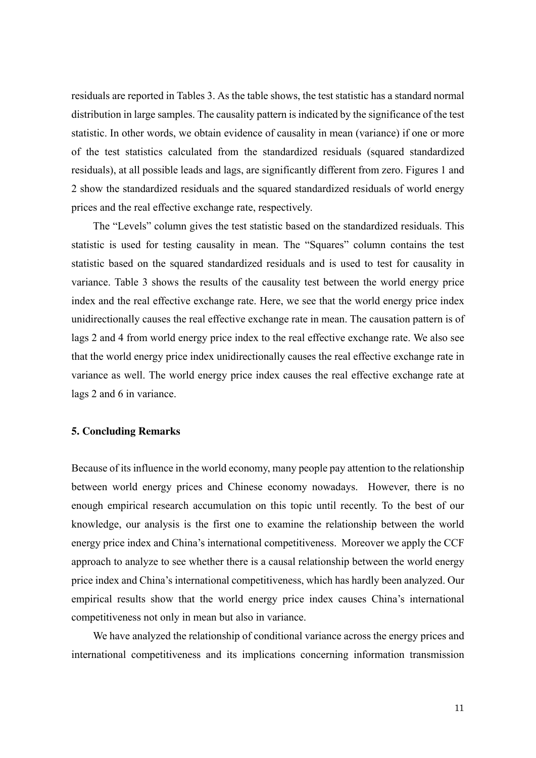residuals are reported in Tables 3. As the table shows, the test statistic has a standard normal distribution in large samples. The causality pattern is indicated by the significance of the test statistic. In other words, we obtain evidence of causality in mean (variance) if one or more of the test statistics calculated from the standardized residuals (squared standardized residuals), at all possible leads and lags, are significantly different from zero. Figures 1 and 2 show the standardized residuals and the squared standardized residuals of world energy prices and the real effective exchange rate, respectively.

The "Levels" column gives the test statistic based on the standardized residuals. This statistic is used for testing causality in mean. The "Squares" column contains the test statistic based on the squared standardized residuals and is used to test for causality in variance. Table 3 shows the results of the causality test between the world energy price index and the real effective exchange rate. Here, we see that the world energy price index unidirectionally causes the real effective exchange rate in mean. The causation pattern is of lags 2 and 4 from world energy price index to the real effective exchange rate. We also see that the world energy price index unidirectionally causes the real effective exchange rate in variance as well. The world energy price index causes the real effective exchange rate at lags 2 and 6 in variance.

## 5. Concluding Remarks

Because of its influence in the world economy, many people pay attention to the relationship between world energy prices and Chinese economy nowadays. However, there is no enough empirical research accumulation on this topic until recently. To the best of our knowledge, our analysis is the first one to examine the relationship between the world energy price index and China's international competitiveness. Moreover we apply the CCF approach to analyze to see whether there is a causal relationship between the world energy price index and China's international competitiveness, which has hardly been analyzed. Our empirical results show that the world energy price index causes China's international competitiveness not only in mean but also in variance.

We have analyzed the relationship of conditional variance across the energy prices and international competitiveness and its implications concerning information transmission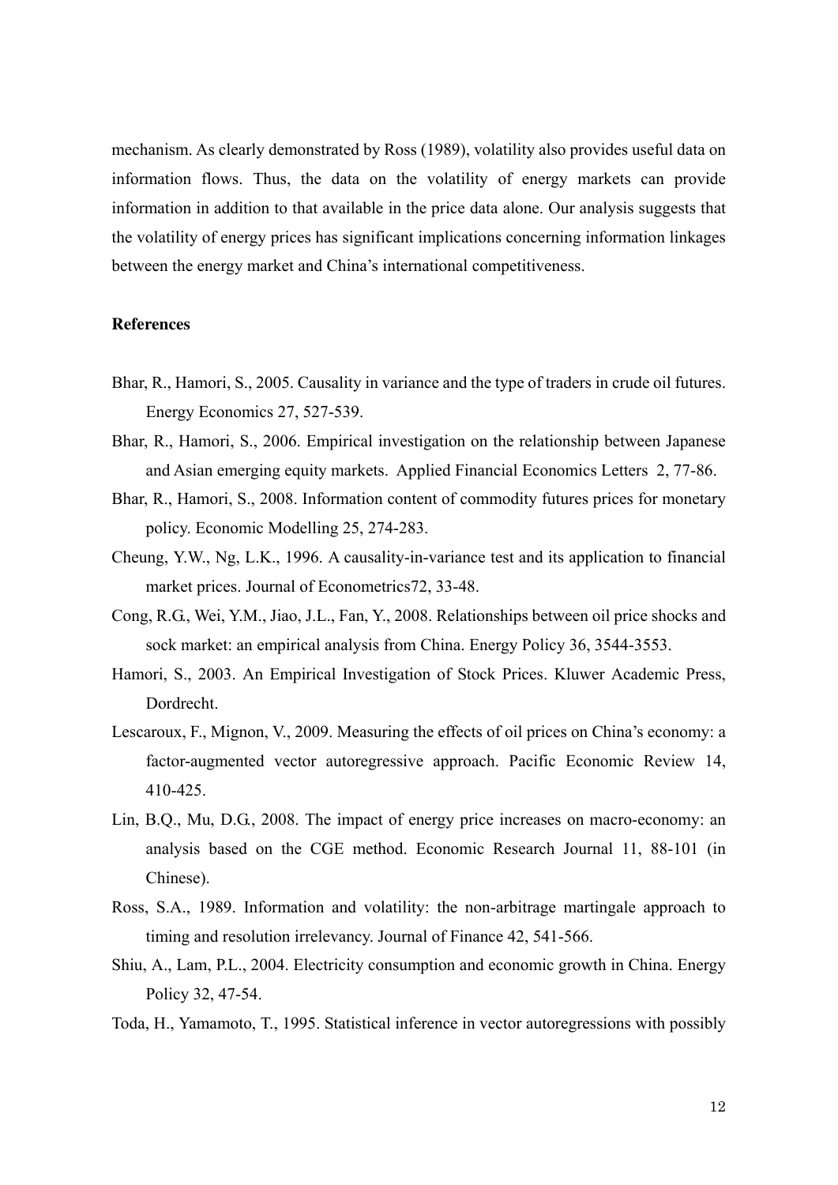mechanism. As clearly demonstrated by Ross (1989), volatility also provides useful data on information flows. Thus, the data on the volatility of energy markets can provide information in addition to that available in the price data alone. Our analysis suggests that the volatility of energy prices has significant implications concerning information linkages between the energy market and China's international competitiveness.

## References

Bhar, R., Hamori, S., 2005. Causality in variance and the type of traders in crude oil futures. Energy Economics 27, 527-539.

Bhar, R., Hamori, S., 2006. Empirical investigation on the relationship between Japanese and Asian emerging equity markets. Applied Financial Economics Letters 2, 77-86.

Bhar, R., Hamori, S., 2008. Information content of commodity futures prices for monetary policy. Economic Modelling 25, 274-283.

Cheung, Y.W., Ng, L.K., 1996. A causality-in-variance test and its application to financial market prices. Journal of Econometrics72, 33-48.

Cong, R.G., Wei, Y.M., Jiao, J.L., Fan, Y., 2008. Relationships between oil price shocks and sock market: an empirical analysis from China. Energy Policy 36, 3544-3553.

Hamori, S., 2003. An Empirical Investigation of Stock Prices. Kluwer Academic Press, Dordrecht.

Lescaroux, F., Mignon, V., 2009. Measuring the effects of oil prices on China's economy: a factor-augmented vector autoregressive approach. Pacific Economic Review 14, 410-425.

Lin, B.Q., Mu, D.G., 2008. The impact of energy price increases on macro-economy: an analysis based on the CGE method. Economic Research Journal 11, 88-101 (in Chinese).

Ross, S.A., 1989. Information and volatility: the non-arbitrage martingale approach to timing and resolution irrelevancy. Journal of Finance 42, 541-566.

Shiu, A., Lam, P.L., 2004. Electricity consumption and economic growth in China. Energy Policy 32, 47-54.

Toda, H., Yamamoto, T., 1995. Statistical inference in vector autoregressions with possibly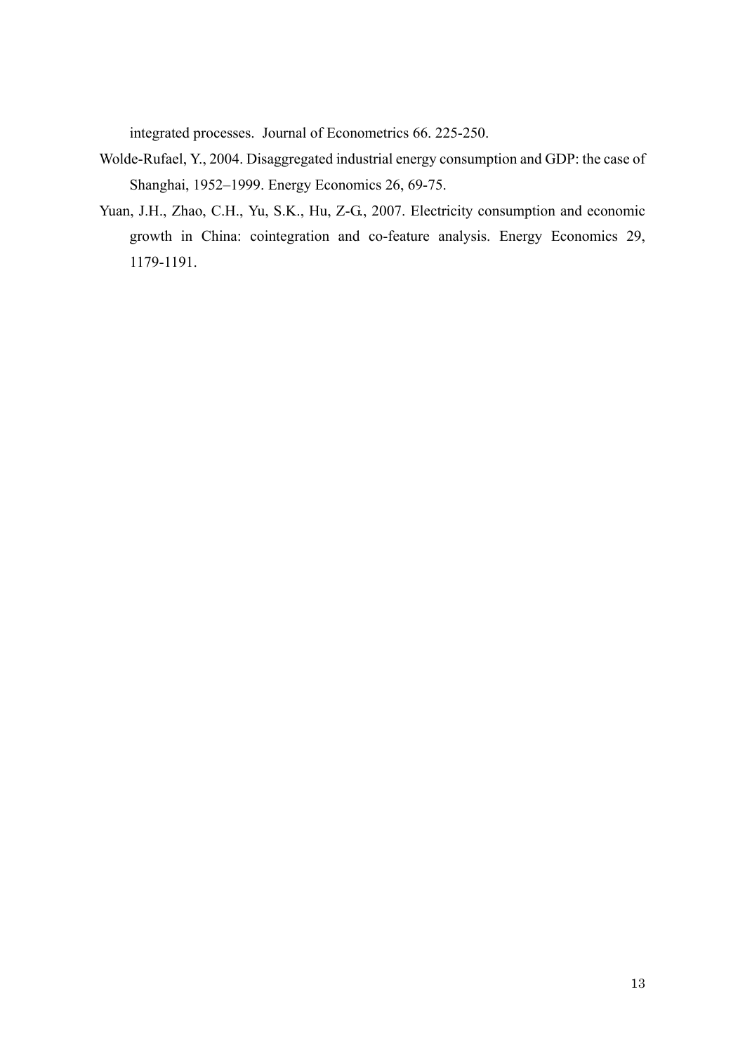integrated processes. Journal of Econometrics 66. 225-250.

Wolde-Rufael, Y., 2004. Disaggregated industrial energy consumption and GDP: the case of Shanghai, 1952–1999. Energy Economics 26, 69-75.

Yuan, J.H., Zhao, C.H., Yu, S.K., Hu, Z-G., 2007. Electricity consumption and economic growth in China: cointegration and co-feature analysis. Energy Economics 29, 1179-1191.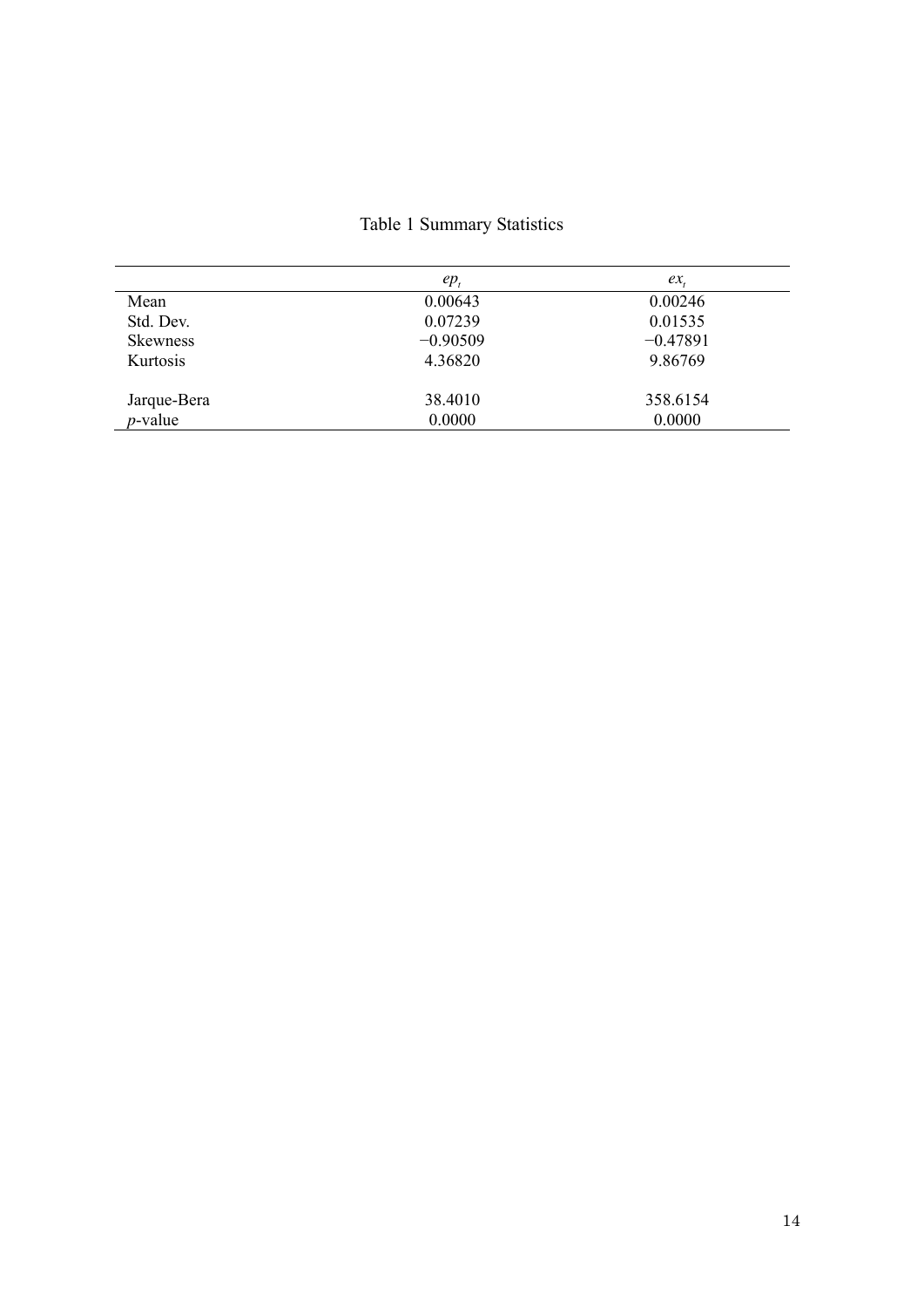Table 1 Summary Statistics

| | $ep_t$ | $ex_t$ |
|---|---|---|
| Mean | 0.00643 | 0.00246 |
| Std. Dev. | 0.07239 | 0.01535 |
| Skewness | −0.90509 | −0.47891 |
| Kurtosis | 4.36820 | 9.86769 |
| | | |
| Jarque-Bera | 38.4010 | 358.6154 |
| *p*-value | 0.0000 | 0.0000 |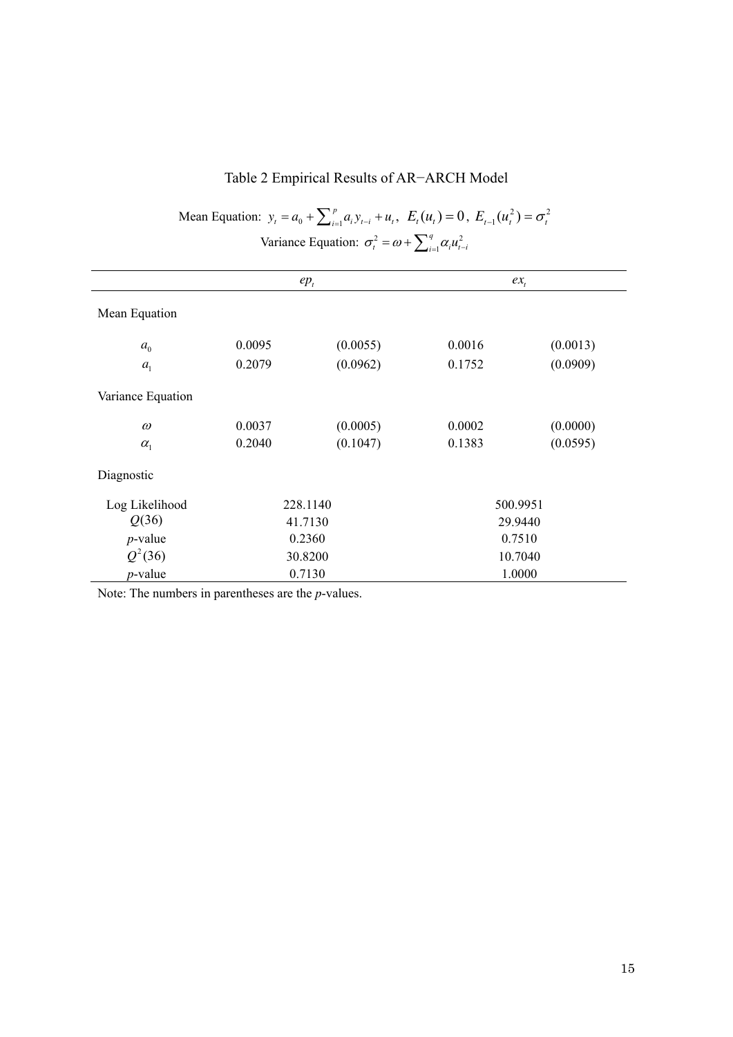# Table 2 Empirical Results of AR−ARCH Model

Mean Equation: $y_t = a_0 + \sum_{i=1}^{p} a_i y_{t-i} + u_t$, $E_t(u_t) = 0$, $E_{t-1}(u_t^2) = \sigma_t^2$

Variance Equation: $\sigma_t^2 = \omega + \sum_{i=1}^{q} \alpha_i u_{t-i}^2$

| | $ep_t$ | | $ex_t$ | |
|---|---|---|---|---|
| Mean Equation | | | | |
| $a_0$ | 0.0095 | (0.0055) | 0.0016 | (0.0013) |
| $a_1$ | 0.2079 | (0.0962) | 0.1752 | (0.0909) |
| Variance Equation | | | | |
| $\omega$ | 0.0037 | (0.0005) | 0.0002 | (0.0000) |
| $\alpha_1$ | 0.2040 | (0.1047) | 0.1383 | (0.0595) |
| Diagnostic | | | | |
| Log Likelihood | 228.1140 | | 500.9951 | |
| $Q(36)$ | 41.7130 | | 29.9440 | |
| *p*-value | 0.2360 | | 0.7510 | |
| $Q^2(36)$ | 30.8200 | | 10.7040 | |
| *p*-value | 0.7130 | | 1.0000 | |

Note: The numbers in parentheses are the *p*-values.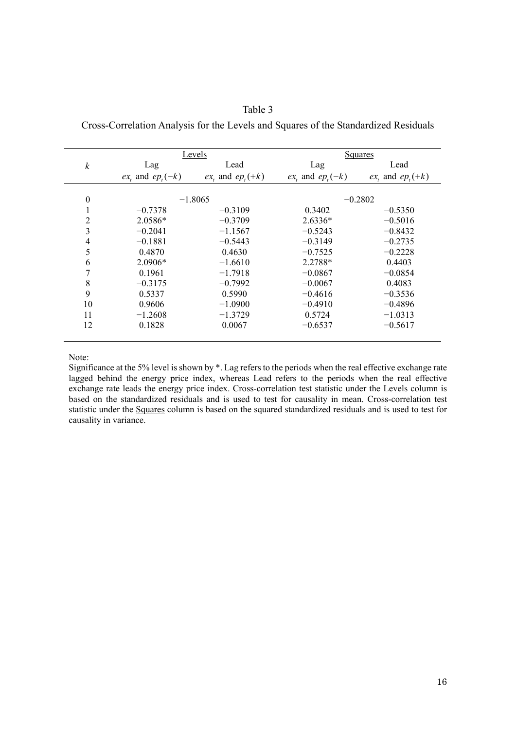Table 3

Cross-Correlation Analysis for the Levels and Squares of the Standardized Residuals

| $k$ | Levels | | Squares | |
|---|---|---|---|---|
| | Lag | Lead | Lag | Lead |
| | $ex_t$ and $ep_t(-k)$ | $ex_t$ and $ep_t(+k)$ | $ex_t$ and $ep_t(-k)$ | $ex_t$ and $ep_t(+k)$ |
| 0 | −1.8065 | | −0.2802 | |
| 1 | −0.7378 | −0.3109 | 0.3402 | −0.5350 |
| 2 | 2.0586* | −0.3709 | 2.6336* | −0.5016 |
| 3 | −0.2041 | −1.1567 | −0.5243 | −0.8432 |
| 4 | −0.1881 | −0.5443 | −0.3149 | −0.2735 |
| 5 | 0.4870 | 0.4630 | −0.7525 | −0.2228 |
| 6 | 2.0906* | −1.6610 | 2.2788* | 0.4403 |
| 7 | 0.1961 | −1.7918 | −0.0867 | −0.0854 |
| 8 | −0.3175 | −0.7992 | −0.0067 | 0.4083 |
| 9 | 0.5337 | 0.5990 | −0.4616 | −0.3536 |
| 10 | 0.9606 | −1.0900 | −0.4910 | −0.4896 |
| 11 | −1.2608 | −1.3729 | 0.5724 | −1.0313 |
| 12 | 0.1828 | 0.0067 | −0.6537 | −0.5617 |

Note:

Significance at the 5% level is shown by *. Lag refers to the periods when the real effective exchange rate lagged behind the energy price index, whereas Lead refers to the periods when the real effective exchange rate leads the energy price index. Cross-correlation test statistic under the Levels column is based on the standardized residuals and is used to test for causality in mean. Cross-correlation test statistic under the Squares column is based on the squared standardized residuals and is used to test for causality in variance.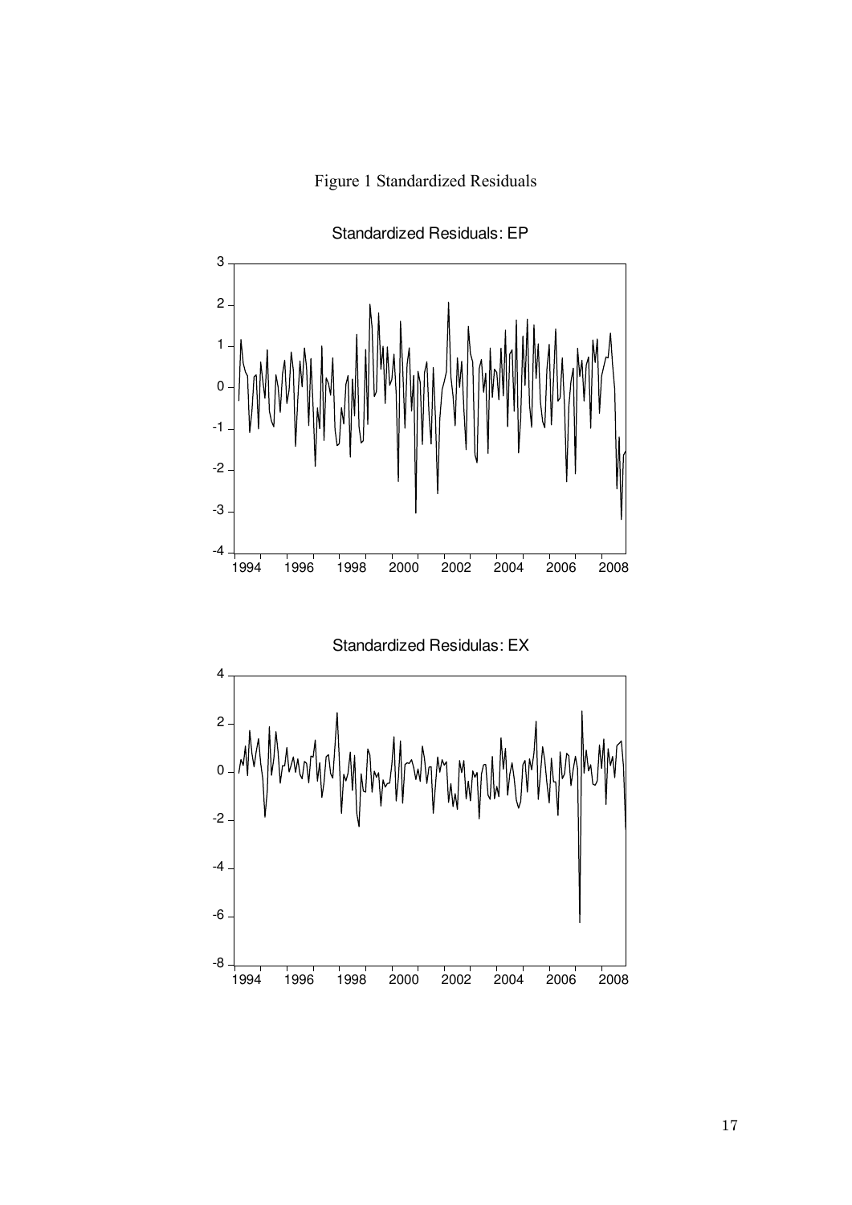Figure 1 Standardized Residuals

Standardized Residuals: EP

Standardized Residulas: EX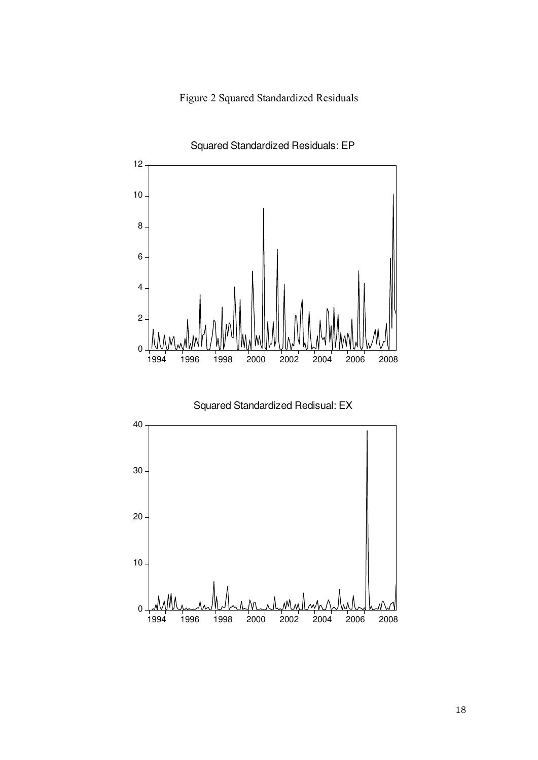Figure 2 Squared Standardized Residuals

Squared Standardized Residuals: EP

12
10
8
6
4
2
0
1994 1996 1998 2000 2002 2004 2006 2008

Squared Standardized Redisual: EX

40
30
20
10
0
1994 1996 1998 2000 2002 2004 2006 2008